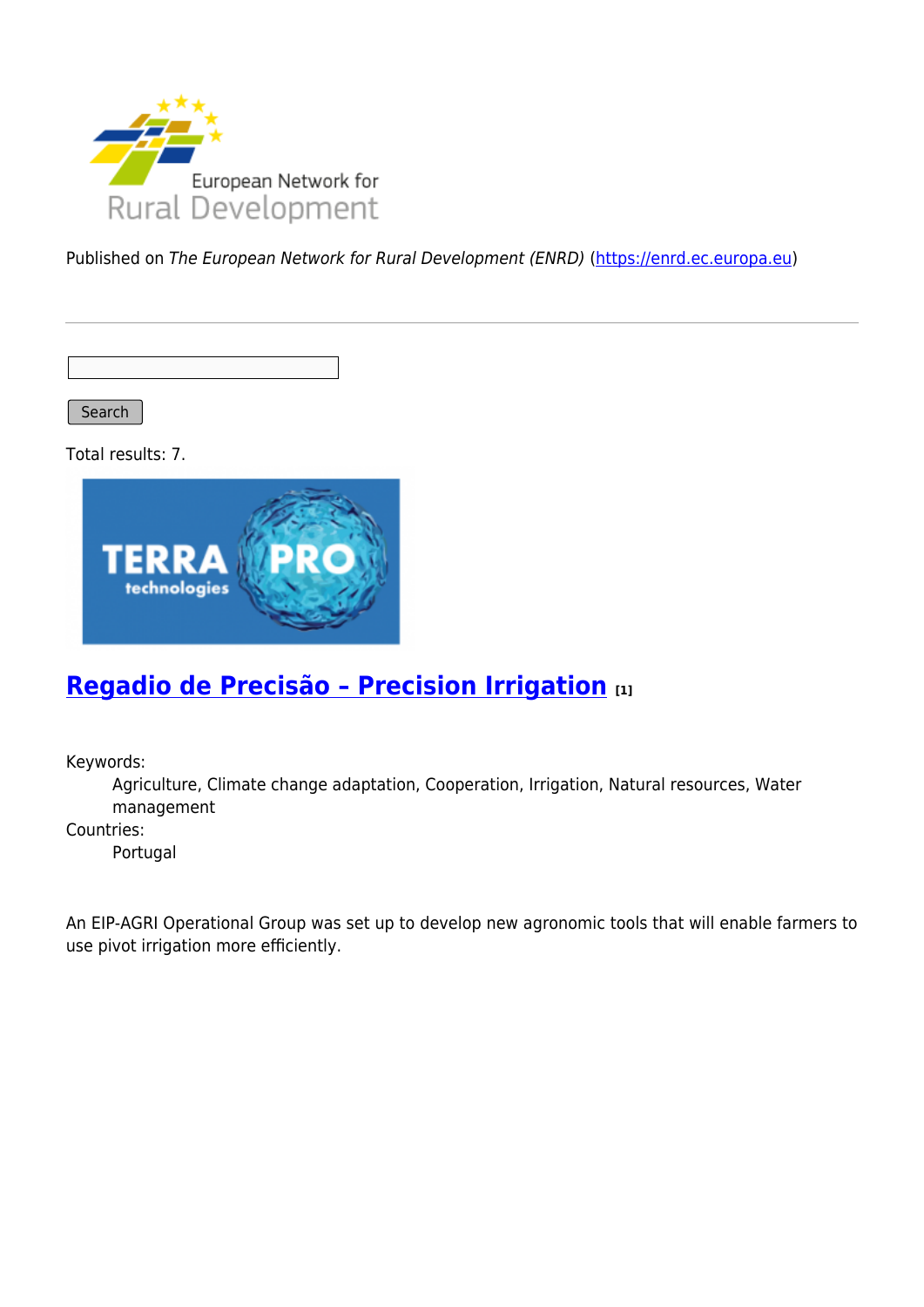European Network for Rural Development

Published on *The European Network for Rural Development (ENRD)* (https://enrd.ec.europa.eu)

Search

Total results: 7.

## [Regadio de Precisão – Precision Irrigation](#) [1]

Keywords:
: Agriculture, Climate change adaptation, Cooperation, Irrigation, Natural resources, Water management

Countries:
: Portugal

An EIP-AGRI Operational Group was set up to develop new agronomic tools that will enable farmers to use pivot irrigation more efficiently.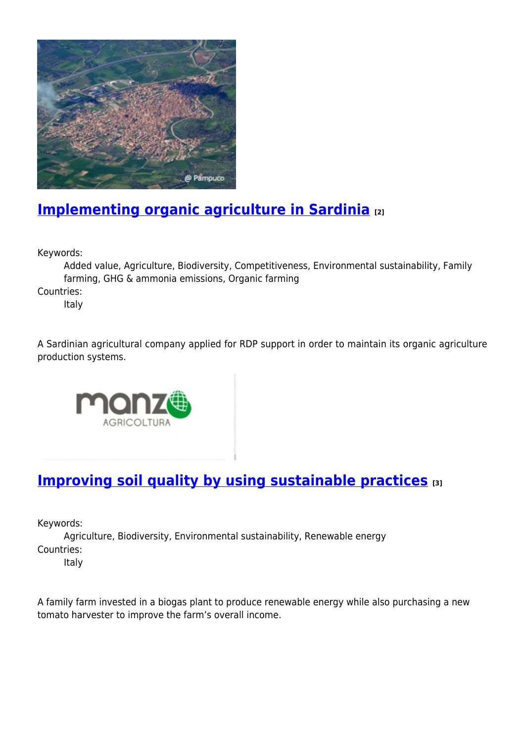## Implementing organic agriculture in Sardinia [2]

Keywords:
: Added value, Agriculture, Biodiversity, Competitiveness, Environmental sustainability, Family farming, GHG & ammonia emissions, Organic farming

Countries:
: Italy

A Sardinian agricultural company applied for RDP support in order to maintain its organic agriculture production systems.

## Improving soil quality by using sustainable practices [3]

Keywords:
: Agriculture, Biodiversity, Environmental sustainability, Renewable energy

Countries:
: Italy

A family farm invested in a biogas plant to produce renewable energy while also purchasing a new tomato harvester to improve the farm's overall income.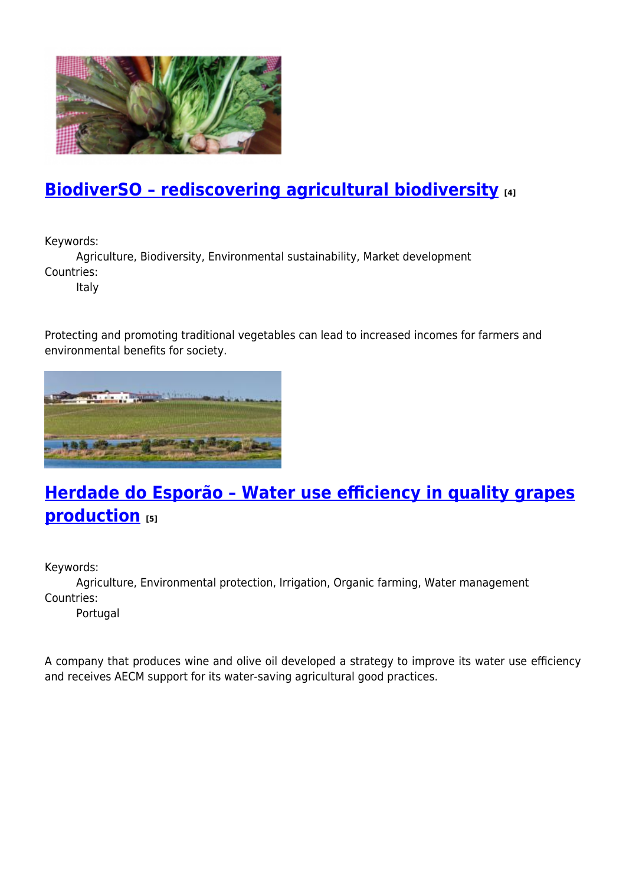## BiodiverSO – rediscovering agricultural biodiversity [4]

Keywords:
    Agriculture, Biodiversity, Environmental sustainability, Market development
Countries:
    Italy

Protecting and promoting traditional vegetables can lead to increased incomes for farmers and environmental benefits for society.

## Herdade do Esporão – Water use efficiency in quality grapes production [5]

Keywords:
    Agriculture, Environmental protection, Irrigation, Organic farming, Water management
Countries:
    Portugal

A company that produces wine and olive oil developed a strategy to improve its water use efficiency and receives AECM support for its water-saving agricultural good practices.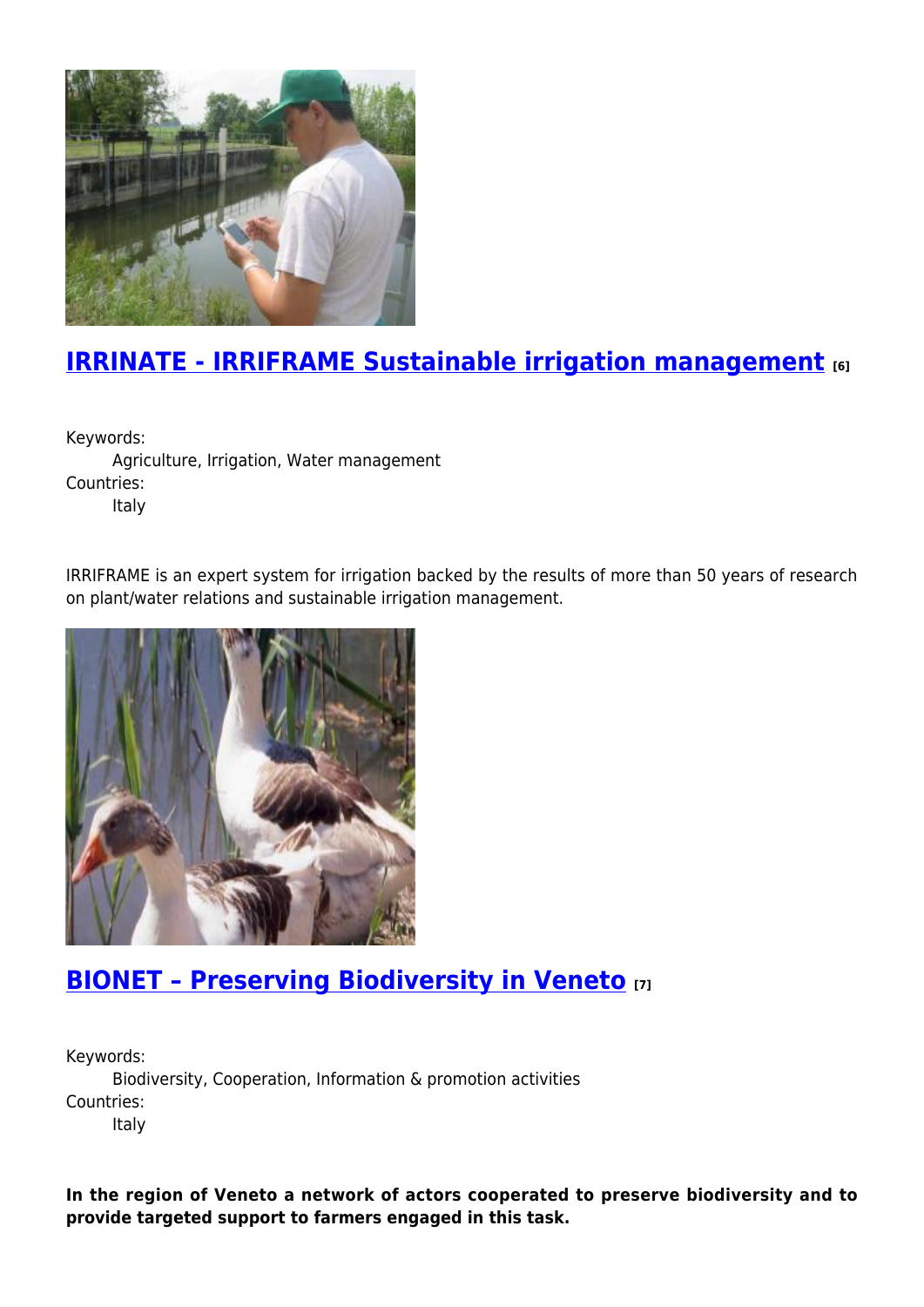## [IRRINATE - IRRIFRAME Sustainable irrigation management](#) [6]

Keywords:
: Agriculture, Irrigation, Water management

Countries:
: Italy

IRRIFRAME is an expert system for irrigation backed by the results of more than 50 years of research on plant/water relations and sustainable irrigation management.

## [BIONET – Preserving Biodiversity in Veneto](#) [7]

Keywords:
: Biodiversity, Cooperation, Information & promotion activities

Countries:
: Italy

**In the region of Veneto a network of actors cooperated to preserve biodiversity and to provide targeted support to farmers engaged in this task.**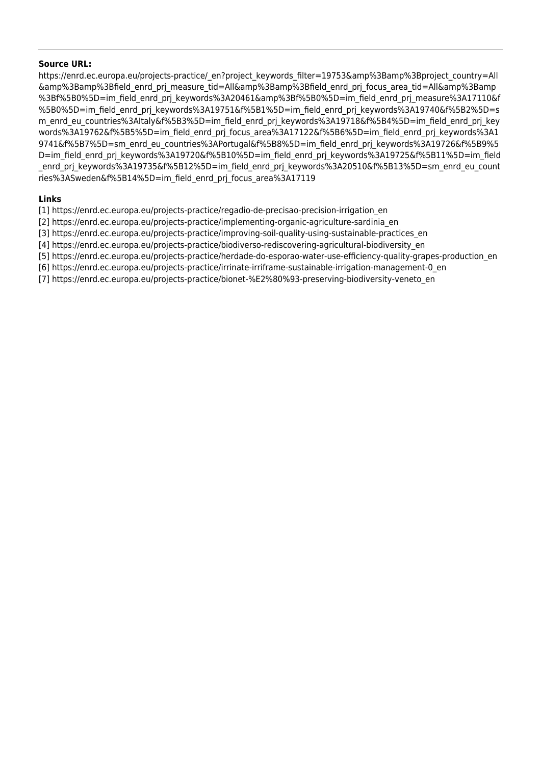**Source URL:**
https://enrd.ec.europa.eu/projects-practice/_en?project_keywords_filter=19753&amp%3Bamp%3Bproject_country=All&amp%3Bamp%3Bfield_enrd_prj_measure_tid=All&amp%3Bamp%3Bfield_enrd_prj_focus_area_tid=All&amp%3Bamp%3Bf%5B0%5D=im_field_enrd_prj_keywords%3A20461&amp%3Bf%5B0%5D=im_field_enrd_prj_measure%3A17110&f%5B0%5D=im_field_enrd_prj_keywords%3A19751&f%5B1%5D=im_field_enrd_prj_keywords%3A19740&f%5B2%5D=sm_enrd_eu_countries%3AItaly&f%5B3%5D=im_field_enrd_prj_keywords%3A19718&f%5B4%5D=im_field_enrd_prj_keywords%3A19762&f%5B5%5D=im_field_enrd_prj_focus_area%3A17122&f%5B6%5D=im_field_enrd_prj_keywords%3A19741&f%5B7%5D=sm_enrd_eu_countries%3APortugal&f%5B8%5D=im_field_enrd_prj_keywords%3A19726&f%5B9%5D=im_field_enrd_prj_keywords%3A19720&f%5B10%5D=im_field_enrd_prj_keywords%3A19725&f%5B11%5D=im_field_enrd_prj_keywords%3A19735&f%5B12%5D=im_field_enrd_prj_keywords%3A20510&f%5B13%5D=sm_enrd_eu_countries%3ASweden&f%5B14%5D=im_field_enrd_prj_focus_area%3A17119

**Links**

[1] https://enrd.ec.europa.eu/projects-practice/regadio-de-precisao-precision-irrigation_en
[2] https://enrd.ec.europa.eu/projects-practice/implementing-organic-agriculture-sardinia_en
[3] https://enrd.ec.europa.eu/projects-practice/improving-soil-quality-using-sustainable-practices_en
[4] https://enrd.ec.europa.eu/projects-practice/biodiverso-rediscovering-agricultural-biodiversity_en
[5] https://enrd.ec.europa.eu/projects-practice/herdade-do-esporao-water-use-efficiency-quality-grapes-production_en
[6] https://enrd.ec.europa.eu/projects-practice/irrinate-irriframe-sustainable-irrigation-management-0_en
[7] https://enrd.ec.europa.eu/projects-practice/bionet-%E2%80%93-preserving-biodiversity-veneto_en